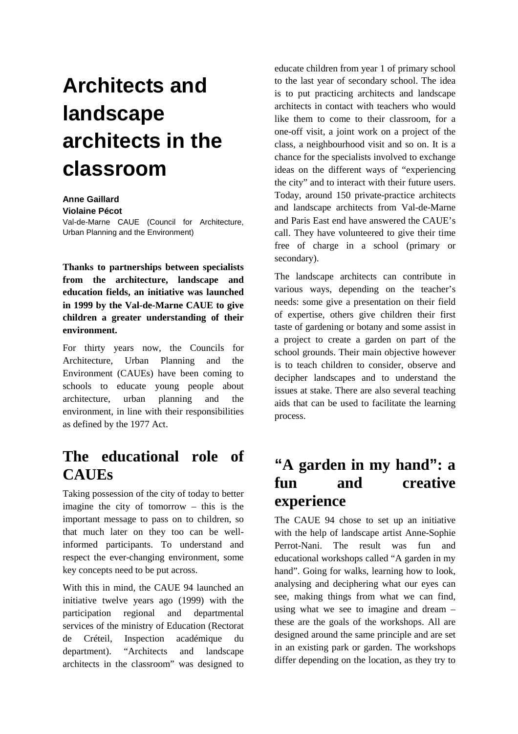# Architects and landscape architects in the classroom

**Anne Gaillard**
**Violaine Pécot**
Val-de-Marne CAUE (Council for Architecture, Urban Planning and the Environment)

**Thanks to partnerships between specialists from the architecture, landscape and education fields, an initiative was launched in 1999 by the Val-de-Marne CAUE to give children a greater understanding of their environment.**

For thirty years now, the Councils for Architecture, Urban Planning and the Environment (CAUEs) have been coming to schools to educate young people about architecture, urban planning and the environment, in line with their responsibilities as defined by the 1977 Act.

## The educational role of CAUEs

Taking possession of the city of today to better imagine the city of tomorrow – this is the important message to pass on to children, so that much later on they too can be well-informed participants. To understand and respect the ever-changing environment, some key concepts need to be put across.

With this in mind, the CAUE 94 launched an initiative twelve years ago (1999) with the participation regional and departmental services of the ministry of Education (Rectorat de Créteil, Inspection académique du department). "Architects and landscape architects in the classroom" was designed to educate children from year 1 of primary school to the last year of secondary school. The idea is to put practicing architects and landscape architects in contact with teachers who would like them to come to their classroom, for a one-off visit, a joint work on a project of the class, a neighbourhood visit and so on. It is a chance for the specialists involved to exchange ideas on the different ways of "experiencing the city" and to interact with their future users. Today, around 150 private-practice architects and landscape architects from Val-de-Marne and Paris East end have answered the CAUE's call. They have volunteered to give their time free of charge in a school (primary or secondary).

The landscape architects can contribute in various ways, depending on the teacher's needs: some give a presentation on their field of expertise, others give children their first taste of gardening or botany and some assist in a project to create a garden on part of the school grounds. Their main objective however is to teach children to consider, observe and decipher landscapes and to understand the issues at stake. There are also several teaching aids that can be used to facilitate the learning process.

## "A garden in my hand": a fun and creative experience

The CAUE 94 chose to set up an initiative with the help of landscape artist Anne-Sophie Perrot-Nani. The result was fun and educational workshops called "A garden in my hand". Going for walks, learning how to look, analysing and deciphering what our eyes can see, making things from what we can find, using what we see to imagine and dream – these are the goals of the workshops. All are designed around the same principle and are set in an existing park or garden. The workshops differ depending on the location, as they try to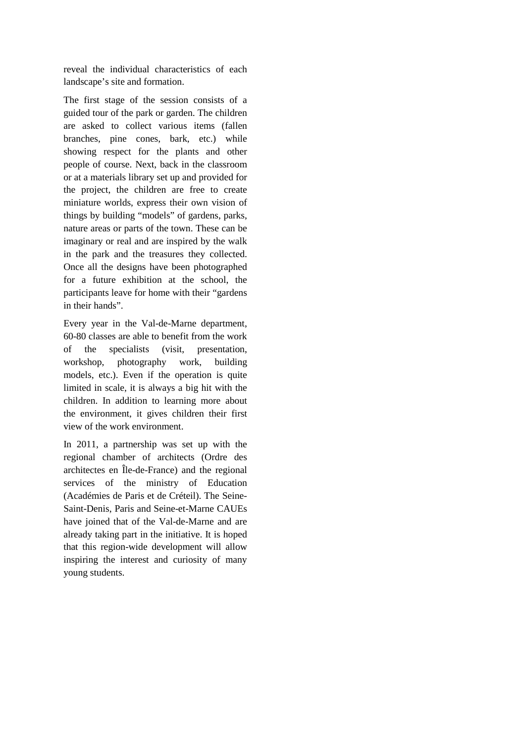reveal the individual characteristics of each landscape's site and formation.

The first stage of the session consists of a guided tour of the park or garden. The children are asked to collect various items (fallen branches, pine cones, bark, etc.) while showing respect for the plants and other people of course. Next, back in the classroom or at a materials library set up and provided for the project, the children are free to create miniature worlds, express their own vision of things by building "models" of gardens, parks, nature areas or parts of the town. These can be imaginary or real and are inspired by the walk in the park and the treasures they collected. Once all the designs have been photographed for a future exhibition at the school, the participants leave for home with their "gardens in their hands".

Every year in the Val-de-Marne department, 60-80 classes are able to benefit from the work of the specialists (visit, presentation, workshop, photography work, building models, etc.). Even if the operation is quite limited in scale, it is always a big hit with the children. In addition to learning more about the environment, it gives children their first view of the work environment.

In 2011, a partnership was set up with the regional chamber of architects (Ordre des architectes en Île-de-France) and the regional services of the ministry of Education (Académies de Paris et de Créteil). The Seine-Saint-Denis, Paris and Seine-et-Marne CAUEs have joined that of the Val-de-Marne and are already taking part in the initiative. It is hoped that this region-wide development will allow inspiring the interest and curiosity of many young students.